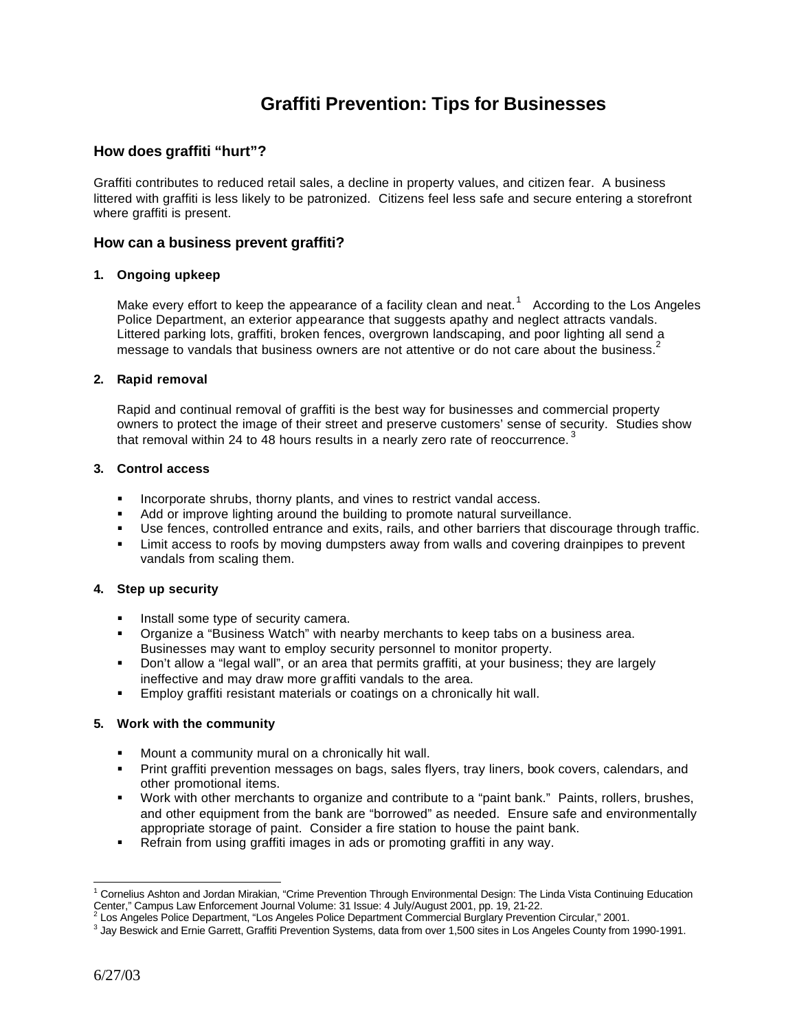# Graffiti Prevention: Tips for Businesses

## How does graffiti "hurt"?

Graffiti contributes to reduced retail sales, a decline in property values, and citizen fear. A business littered with graffiti is less likely to be patronized. Citizens feel less safe and secure entering a storefront where graffiti is present.

## How can a business prevent graffiti?

### 1. Ongoing upkeep

Make every effort to keep the appearance of a facility clean and neat.[1] According to the Los Angeles Police Department, an exterior appearance that suggests apathy and neglect attracts vandals. Littered parking lots, graffiti, broken fences, overgrown landscaping, and poor lighting all send a message to vandals that business owners are not attentive or do not care about the business.[2]

### 2. Rapid removal

Rapid and continual removal of graffiti is the best way for businesses and commercial property owners to protect the image of their street and preserve customers' sense of security. Studies show that removal within 24 to 48 hours results in a nearly zero rate of reoccurrence.[3]

### 3. Control access

- Incorporate shrubs, thorny plants, and vines to restrict vandal access.
- Add or improve lighting around the building to promote natural surveillance.
- Use fences, controlled entrance and exits, rails, and other barriers that discourage through traffic.
- Limit access to roofs by moving dumpsters away from walls and covering drainpipes to prevent vandals from scaling them.

### 4. Step up security

- Install some type of security camera.
- Organize a "Business Watch" with nearby merchants to keep tabs on a business area. Businesses may want to employ security personnel to monitor property.
- Don't allow a "legal wall", or an area that permits graffiti, at your business; they are largely ineffective and may draw more graffiti vandals to the area.
- Employ graffiti resistant materials or coatings on a chronically hit wall.

### 5. Work with the community

- Mount a community mural on a chronically hit wall.
- Print graffiti prevention messages on bags, sales flyers, tray liners, book covers, calendars, and other promotional items.
- Work with other merchants to organize and contribute to a "paint bank." Paints, rollers, brushes, and other equipment from the bank are "borrowed" as needed. Ensure safe and environmentally appropriate storage of paint. Consider a fire station to house the paint bank.
- Refrain from using graffiti images in ads or promoting graffiti in any way.

---

[1] Cornelius Ashton and Jordan Mirakian, "Crime Prevention Through Environmental Design: The Linda Vista Continuing Education Center," Campus Law Enforcement Journal Volume: 31 Issue: 4 July/August 2001, pp. 19, 21-22.

[2] Los Angeles Police Department, "Los Angeles Police Department Commercial Burglary Prevention Circular," 2001.

[3] Jay Beswick and Ernie Garrett, Graffiti Prevention Systems, data from over 1,500 sites in Los Angeles County from 1990-1991.

6/27/03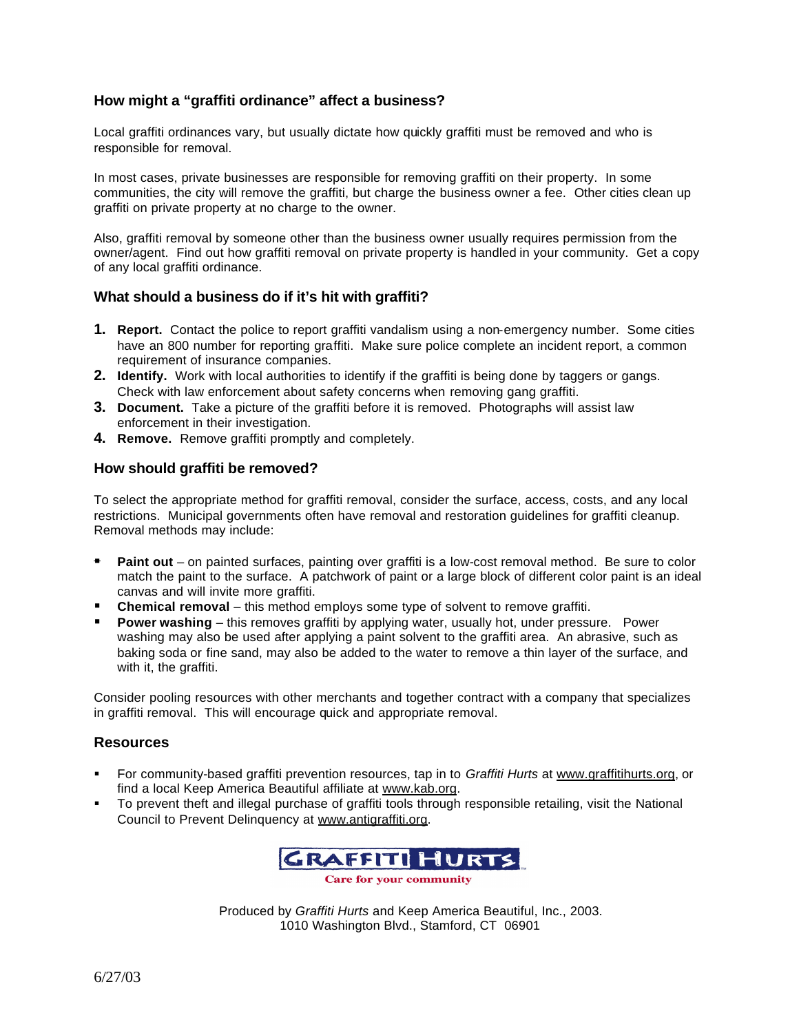### How might a "graffiti ordinance" affect a business?

Local graffiti ordinances vary, but usually dictate how quickly graffiti must be removed and who is responsible for removal.

In most cases, private businesses are responsible for removing graffiti on their property. In some communities, the city will remove the graffiti, but charge the business owner a fee. Other cities clean up graffiti on private property at no charge to the owner.

Also, graffiti removal by someone other than the business owner usually requires permission from the owner/agent. Find out how graffiti removal on private property is handled in your community. Get a copy of any local graffiti ordinance.

### What should a business do if it's hit with graffiti?

1. **Report.** Contact the police to report graffiti vandalism using a non-emergency number. Some cities have an 800 number for reporting graffiti. Make sure police complete an incident report, a common requirement of insurance companies.
2. **Identify.** Work with local authorities to identify if the graffiti is being done by taggers or gangs. Check with law enforcement about safety concerns when removing gang graffiti.
3. **Document.** Take a picture of the graffiti before it is removed. Photographs will assist law enforcement in their investigation.
4. **Remove.** Remove graffiti promptly and completely.

### How should graffiti be removed?

To select the appropriate method for graffiti removal, consider the surface, access, costs, and any local restrictions. Municipal governments often have removal and restoration guidelines for graffiti cleanup. Removal methods may include:

- **Paint out** – on painted surfaces, painting over graffiti is a low-cost removal method. Be sure to color match the paint to the surface. A patchwork of paint or a large block of different color paint is an ideal canvas and will invite more graffiti.
- **Chemical removal** – this method employs some type of solvent to remove graffiti.
- **Power washing** – this removes graffiti by applying water, usually hot, under pressure. Power washing may also be used after applying a paint solvent to the graffiti area. An abrasive, such as baking soda or fine sand, may also be added to the water to remove a thin layer of the surface, and with it, the graffiti.

Consider pooling resources with other merchants and together contract with a company that specializes in graffiti removal. This will encourage quick and appropriate removal.

### Resources

- For community-based graffiti prevention resources, tap in to *Graffiti Hurts* at www.graffitihurts.org, or find a local Keep America Beautiful affiliate at www.kab.org.
- To prevent theft and illegal purchase of graffiti tools through responsible retailing, visit the National Council to Prevent Delinquency at www.antigraffiti.org.

GRAFFITI HURTS

Care for your community

Produced by *Graffiti Hurts* and Keep America Beautiful, Inc., 2003.
1010 Washington Blvd., Stamford, CT 06901

6/27/03